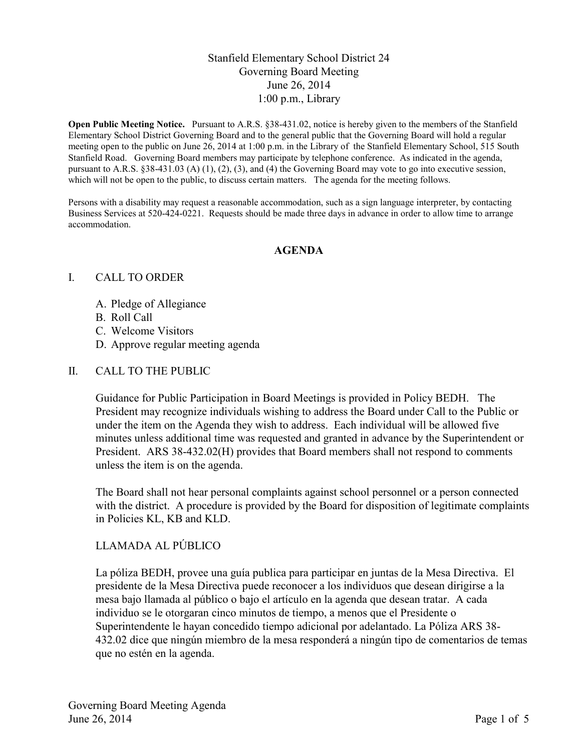# Stanfield Elementary School District 24
## Governing Board Meeting
## June 26, 2014
## 1:00 p.m., Library

**Open Public Meeting Notice.** Pursuant to A.R.S. §38-431.02, notice is hereby given to the members of the Stanfield Elementary School District Governing Board and to the general public that the Governing Board will hold a regular meeting open to the public on June 26, 2014 at 1:00 p.m. in the Library of the Stanfield Elementary School, 515 South Stanfield Road. Governing Board members may participate by telephone conference. As indicated in the agenda, pursuant to A.R.S. §38-431.03 (A) (1), (2), (3), and (4) the Governing Board may vote to go into executive session, which will not be open to the public, to discuss certain matters. The agenda for the meeting follows.

Persons with a disability may request a reasonable accommodation, such as a sign language interpreter, by contacting Business Services at 520-424-0221. Requests should be made three days in advance in order to allow time to arrange accommodation.

**AGENDA**

I. CALL TO ORDER

A. Pledge of Allegiance
B. Roll Call
C. Welcome Visitors
D. Approve regular meeting agenda

II. CALL TO THE PUBLIC

Guidance for Public Participation in Board Meetings is provided in Policy BEDH. The President may recognize individuals wishing to address the Board under Call to the Public or under the item on the Agenda they wish to address. Each individual will be allowed five minutes unless additional time was requested and granted in advance by the Superintendent or President. ARS 38-432.02(H) provides that Board members shall not respond to comments unless the item is on the agenda.

The Board shall not hear personal complaints against school personnel or a person connected with the district. A procedure is provided by the Board for disposition of legitimate complaints in Policies KL, KB and KLD.

LLAMADA AL PÚBLICO

La póliza BEDH, provee una guía publica para participar en juntas de la Mesa Directiva. El presidente de la Mesa Directiva puede reconocer a los individuos que desean dirigirse a la mesa bajo llamada al público o bajo el artículo en la agenda que desean tratar. A cada individuo se le otorgaran cinco minutos de tiempo, a menos que el Presidente o Superintendente le hayan concedido tiempo adicional por adelantado. La Póliza ARS 38-432.02 dice que ningún miembro de la mesa responderá a ningún tipo de comentarios de temas que no estén en la agenda.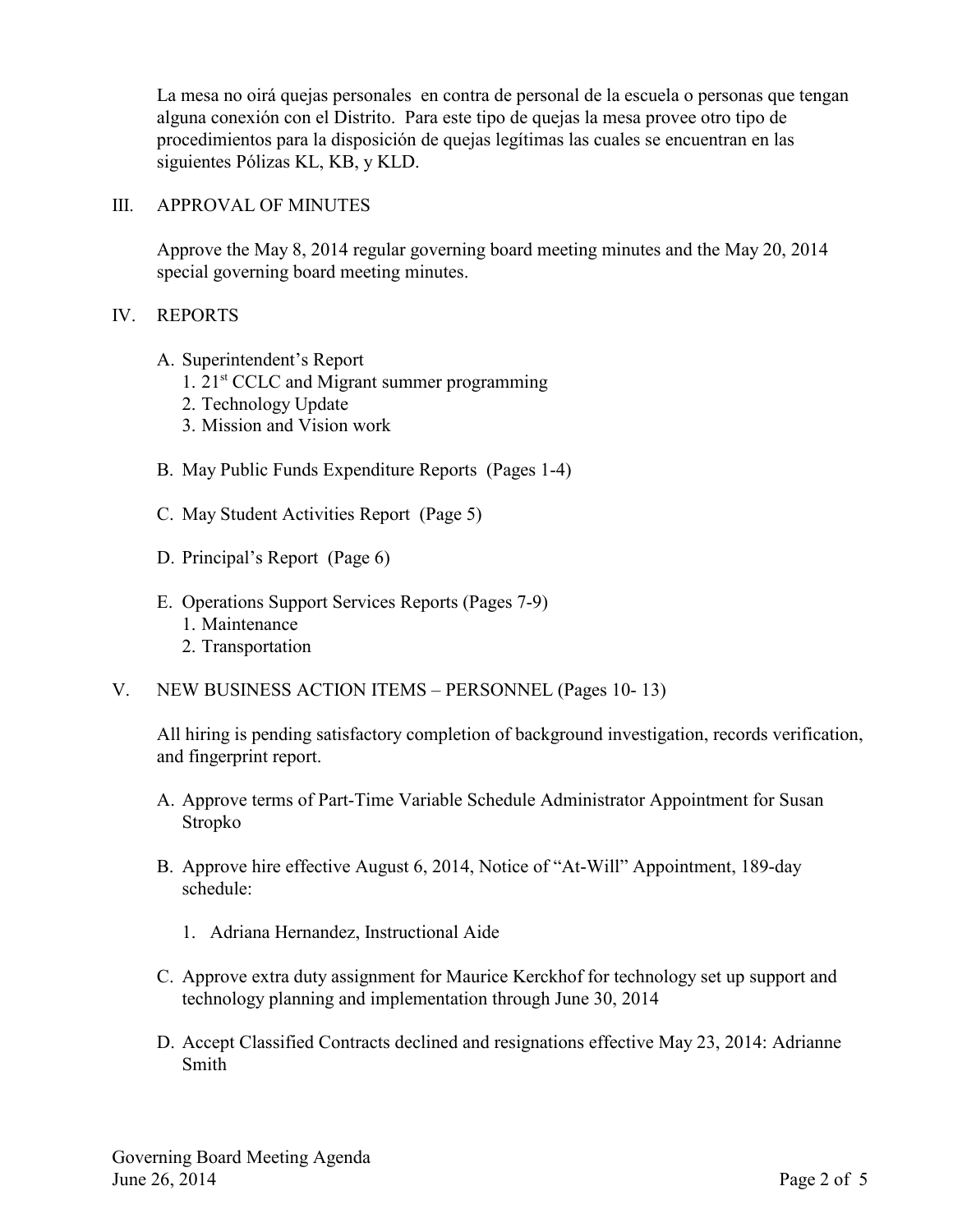La mesa no oirá quejas personales en contra de personal de la escuela o personas que tengan alguna conexión con el Distrito. Para este tipo de quejas la mesa provee otro tipo de procedimientos para la disposición de quejas legítimas las cuales se encuentran en las siguientes Pólizas KL, KB, y KLD.

## III. APPROVAL OF MINUTES

Approve the May 8, 2014 regular governing board meeting minutes and the May 20, 2014 special governing board meeting minutes.

## IV. REPORTS

A. Superintendent's Report
   1. 21st CCLC and Migrant summer programming
   2. Technology Update
   3. Mission and Vision work

B. May Public Funds Expenditure Reports (Pages 1-4)

C. May Student Activities Report (Page 5)

D. Principal's Report (Page 6)

E. Operations Support Services Reports (Pages 7-9)
   1. Maintenance
   2. Transportation

## V. NEW BUSINESS ACTION ITEMS – PERSONNEL (Pages 10- 13)

All hiring is pending satisfactory completion of background investigation, records verification, and fingerprint report.

A. Approve terms of Part-Time Variable Schedule Administrator Appointment for Susan Stropko

B. Approve hire effective August 6, 2014, Notice of "At-Will" Appointment, 189-day schedule:

   1. Adriana Hernandez, Instructional Aide

C. Approve extra duty assignment for Maurice Kerckhof for technology set up support and technology planning and implementation through June 30, 2014

D. Accept Classified Contracts declined and resignations effective May 23, 2014: Adrianne Smith

Governing Board Meeting Agenda
June 26, 2014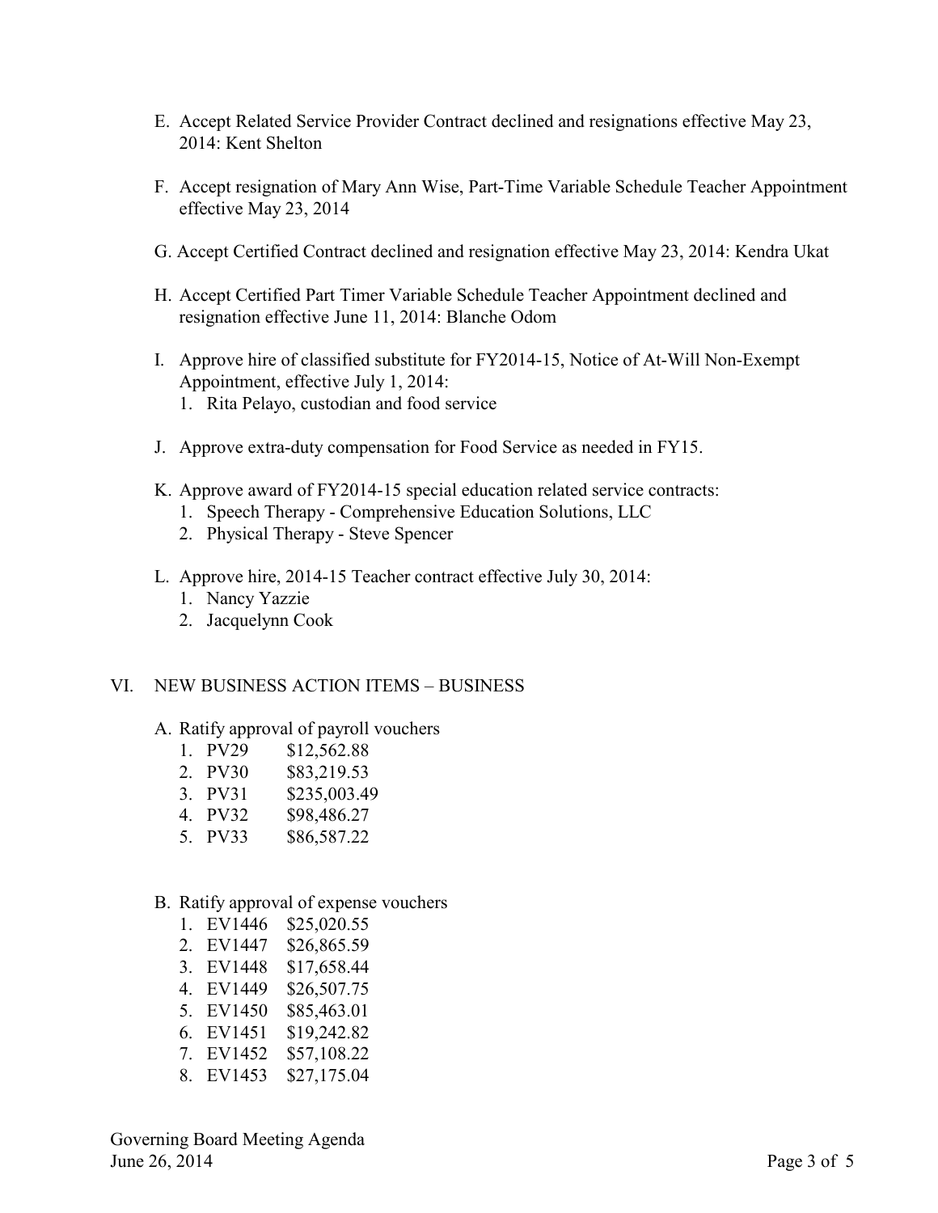E. Accept Related Service Provider Contract declined and resignations effective May 23, 2014: Kent Shelton

F. Accept resignation of Mary Ann Wise, Part-Time Variable Schedule Teacher Appointment effective May 23, 2014

G. Accept Certified Contract declined and resignation effective May 23, 2014: Kendra Ukat

H. Accept Certified Part Timer Variable Schedule Teacher Appointment declined and resignation effective June 11, 2014: Blanche Odom

I. Approve hire of classified substitute for FY2014-15, Notice of At-Will Non-Exempt Appointment, effective July 1, 2014:
   1. Rita Pelayo, custodian and food service

J. Approve extra-duty compensation for Food Service as needed in FY15.

K. Approve award of FY2014-15 special education related service contracts:
   1. Speech Therapy - Comprehensive Education Solutions, LLC
   2. Physical Therapy - Steve Spencer

L. Approve hire, 2014-15 Teacher contract effective July 30, 2014:
   1. Nancy Yazzie
   2. Jacquelynn Cook

## VI. NEW BUSINESS ACTION ITEMS – BUSINESS

A. Ratify approval of payroll vouchers
   1. PV29 $12,562.88
   2. PV30 $83,219.53
   3. PV31 $235,003.49
   4. PV32 $98,486.27
   5. PV33 $86,587.22

B. Ratify approval of expense vouchers
   1. EV1446 $25,020.55
   2. EV1447 $26,865.59
   3. EV1448 $17,658.44
   4. EV1449 $26,507.75
   5. EV1450 $85,463.01
   6. EV1451 $19,242.82
   7. EV1452 $57,108.22
   8. EV1453 $27,175.04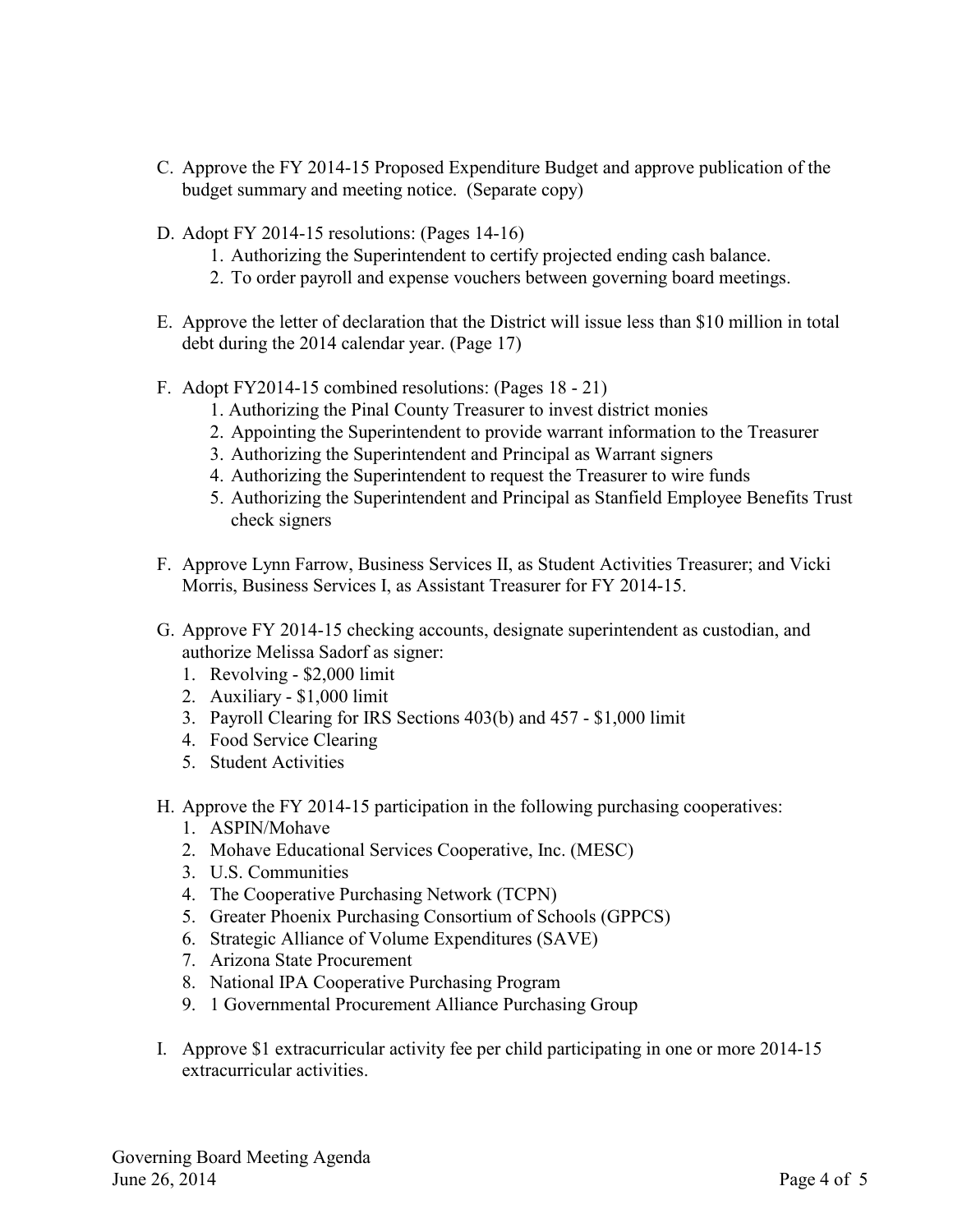C. Approve the FY 2014-15 Proposed Expenditure Budget and approve publication of the budget summary and meeting notice. (Separate copy)

D. Adopt FY 2014-15 resolutions: (Pages 14-16)
   1. Authorizing the Superintendent to certify projected ending cash balance.
   2. To order payroll and expense vouchers between governing board meetings.

E. Approve the letter of declaration that the District will issue less than $10 million in total debt during the 2014 calendar year. (Page 17)

F. Adopt FY2014-15 combined resolutions: (Pages 18 - 21)
   1. Authorizing the Pinal County Treasurer to invest district monies
   2. Appointing the Superintendent to provide warrant information to the Treasurer
   3. Authorizing the Superintendent and Principal as Warrant signers
   4. Authorizing the Superintendent to request the Treasurer to wire funds
   5. Authorizing the Superintendent and Principal as Stanfield Employee Benefits Trust check signers

F. Approve Lynn Farrow, Business Services II, as Student Activities Treasurer; and Vicki Morris, Business Services I, as Assistant Treasurer for FY 2014-15.

G. Approve FY 2014-15 checking accounts, designate superintendent as custodian, and authorize Melissa Sadorf as signer:
   1. Revolving - $2,000 limit
   2. Auxiliary - $1,000 limit
   3. Payroll Clearing for IRS Sections 403(b) and 457 - $1,000 limit
   4. Food Service Clearing
   5. Student Activities

H. Approve the FY 2014-15 participation in the following purchasing cooperatives:
   1. ASPIN/Mohave
   2. Mohave Educational Services Cooperative, Inc. (MESC)
   3. U.S. Communities
   4. The Cooperative Purchasing Network (TCPN)
   5. Greater Phoenix Purchasing Consortium of Schools (GPPCS)
   6. Strategic Alliance of Volume Expenditures (SAVE)
   7. Arizona State Procurement
   8. National IPA Cooperative Purchasing Program
   9. 1 Governmental Procurement Alliance Purchasing Group

I. Approve $1 extracurricular activity fee per child participating in one or more 2014-15 extracurricular activities.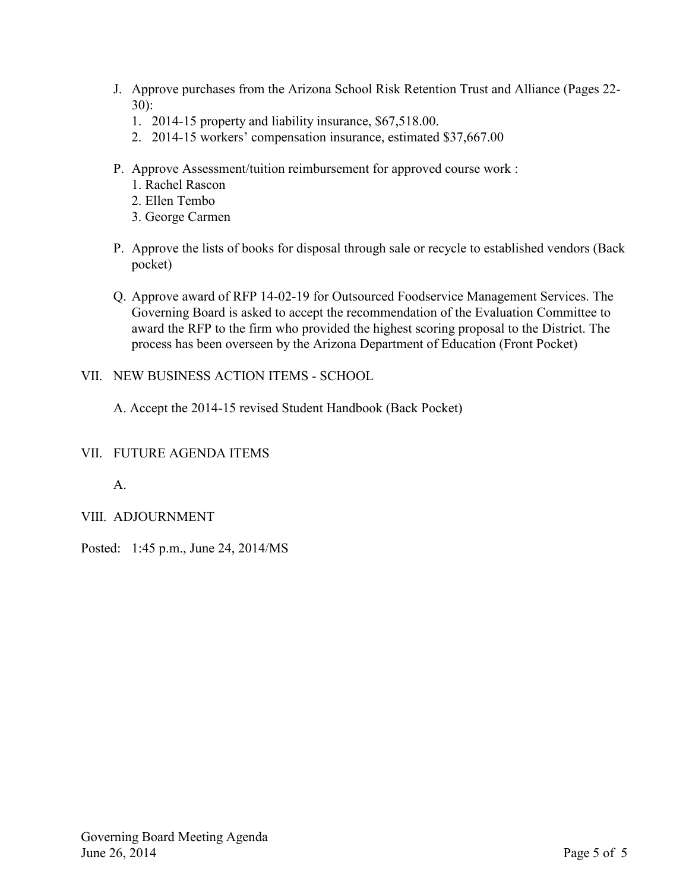J. Approve purchases from the Arizona School Risk Retention Trust and Alliance (Pages 22-30):
   1. 2014-15 property and liability insurance, $67,518.00.
   2. 2014-15 workers' compensation insurance, estimated $37,667.00

P. Approve Assessment/tuition reimbursement for approved course work :
   1. Rachel Rascon
   2. Ellen Tembo
   3. George Carmen

P. Approve the lists of books for disposal through sale or recycle to established vendors (Back pocket)

Q. Approve award of RFP 14-02-19 for Outsourced Foodservice Management Services. The Governing Board is asked to accept the recommendation of the Evaluation Committee to award the RFP to the firm who provided the highest scoring proposal to the District. The process has been overseen by the Arizona Department of Education (Front Pocket)

VII. NEW BUSINESS ACTION ITEMS - SCHOOL

A. Accept the 2014-15 revised Student Handbook (Back Pocket)

VII. FUTURE AGENDA ITEMS

A.

VIII. ADJOURNMENT

Posted: 1:45 p.m., June 24, 2014/MS